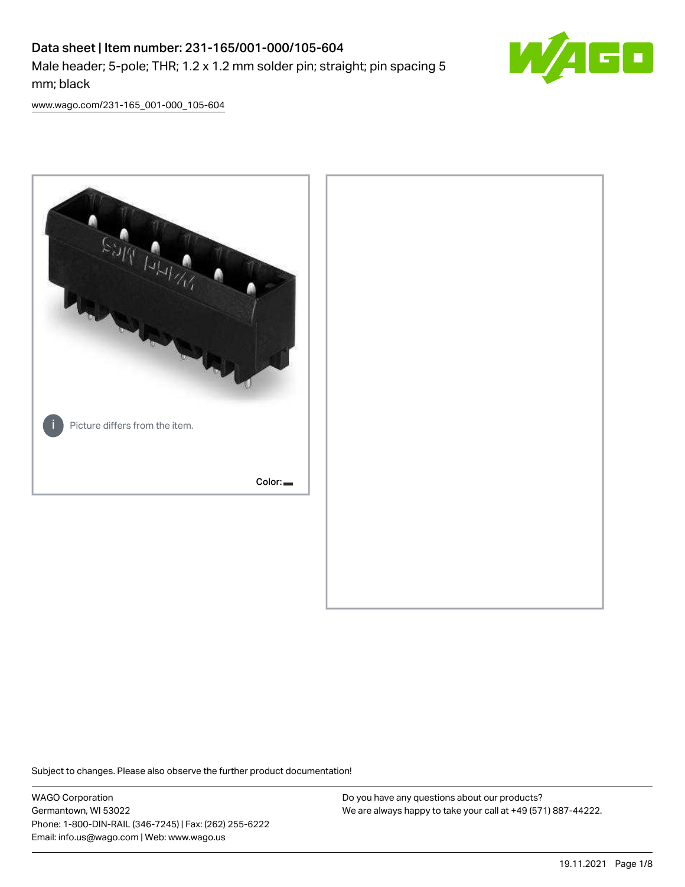# Data sheet | Item number: 231-165/001-000/105-604

Male header; 5-pole; THR; 1.2 x 1.2 mm solder pin; straight; pin spacing 5 mm; black

www.wago.com/231-165_001-000_105-604

Picture differs from the item.

Color:

Subject to changes. Please also observe the further product documentation!

WAGO Corporation
Germantown, WI 53022
Phone: 1-800-DIN-RAIL (346-7245) | Fax: (262) 255-6222
Email: info.us@wago.com | Web: www.wago.us

Do you have any questions about our products?
We are always happy to take your call at +49 (571) 887-44222.

19.11.2021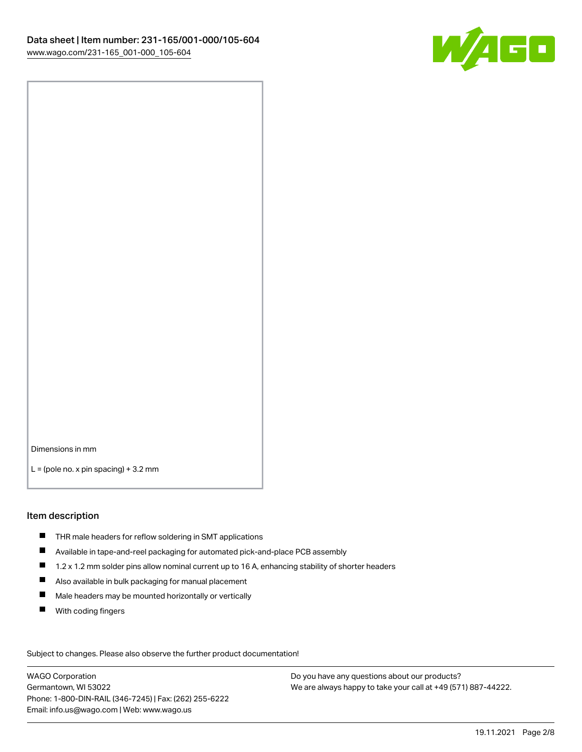Dimensions in mm

L = (pole no. x pin spacing) + 3.2 mm

## Item description

- THR male headers for reflow soldering in SMT applications
- Available in tape-and-reel packaging for automated pick-and-place PCB assembly
- 1.2 x 1.2 mm solder pins allow nominal current up to 16 A, enhancing stability of shorter headers
- Also available in bulk packaging for manual placement
- Male headers may be mounted horizontally or vertically
- With coding fingers

Subject to changes. Please also observe the further product documentation!

WAGO Corporation
Germantown, WI 53022
Phone: 1-800-DIN-RAIL (346-7245) | Fax: (262) 255-6222
Email: info.us@wago.com | Web: www.wago.us

Do you have any questions about our products?
We are always happy to take your call at +49 (571) 887-44222.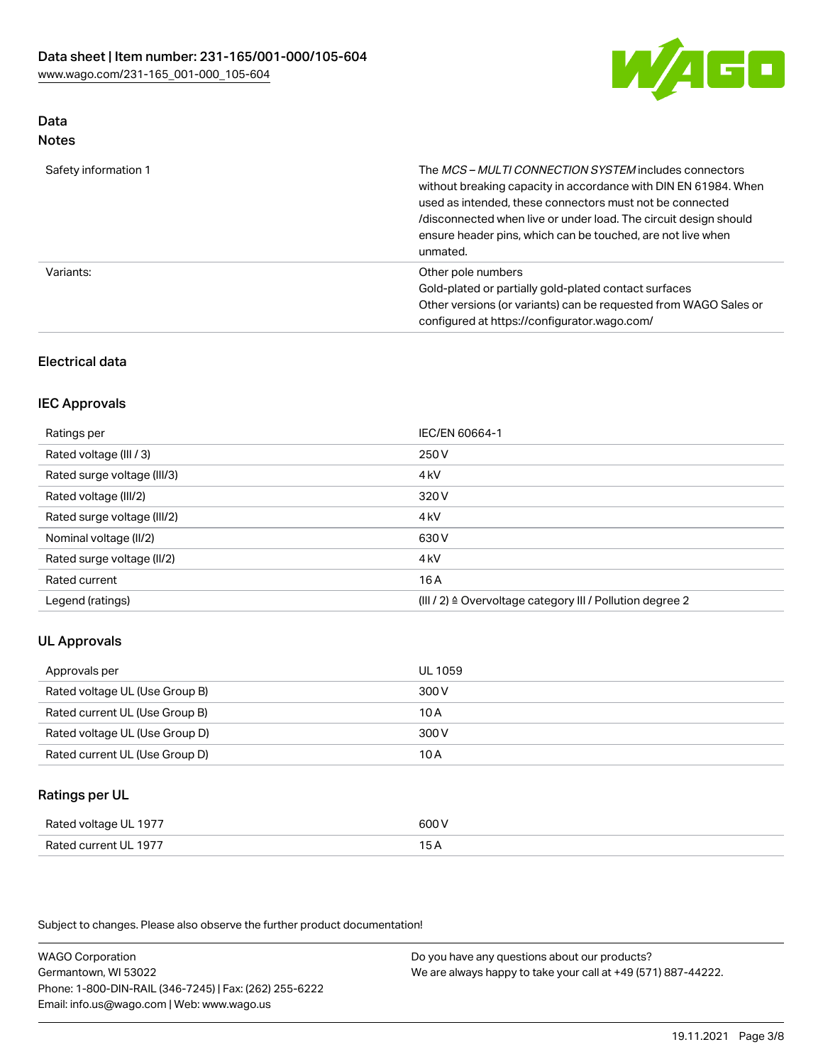## Data

### Notes

| | |
|---|---|
| Safety information 1 | The *MCS – MULTI CONNECTION SYSTEM* includes connectors without breaking capacity in accordance with DIN EN 61984. When used as intended, these connectors must not be connected /disconnected when live or under load. The circuit design should ensure header pins, which can be touched, are not live when unmated. |
| Variants: | Other pole numbers<br>Gold-plated or partially gold-plated contact surfaces<br>Other versions (or variants) can be requested from WAGO Sales or configured at https://configurator.wago.com/ |

## Electrical data

### IEC Approvals

| | |
|---|---|
| Ratings per | IEC/EN 60664-1 |
| Rated voltage (III / 3) | 250 V |
| Rated surge voltage (III/3) | 4 kV |
| Rated voltage (III/2) | 320 V |
| Rated surge voltage (III/2) | 4 kV |
| Nominal voltage (II/2) | 630 V |
| Rated surge voltage (II/2) | 4 kV |
| Rated current | 16 A |
| Legend (ratings) | (III / 2) ≙ Overvoltage category III / Pollution degree 2 |

### UL Approvals

| | |
|---|---|
| Approvals per | UL 1059 |
| Rated voltage UL (Use Group B) | 300 V |
| Rated current UL (Use Group B) | 10 A |
| Rated voltage UL (Use Group D) | 300 V |
| Rated current UL (Use Group D) | 10 A |

### Ratings per UL

| | |
|---|---|
| Rated voltage UL 1977 | 600 V |
| Rated current UL 1977 | 15 A |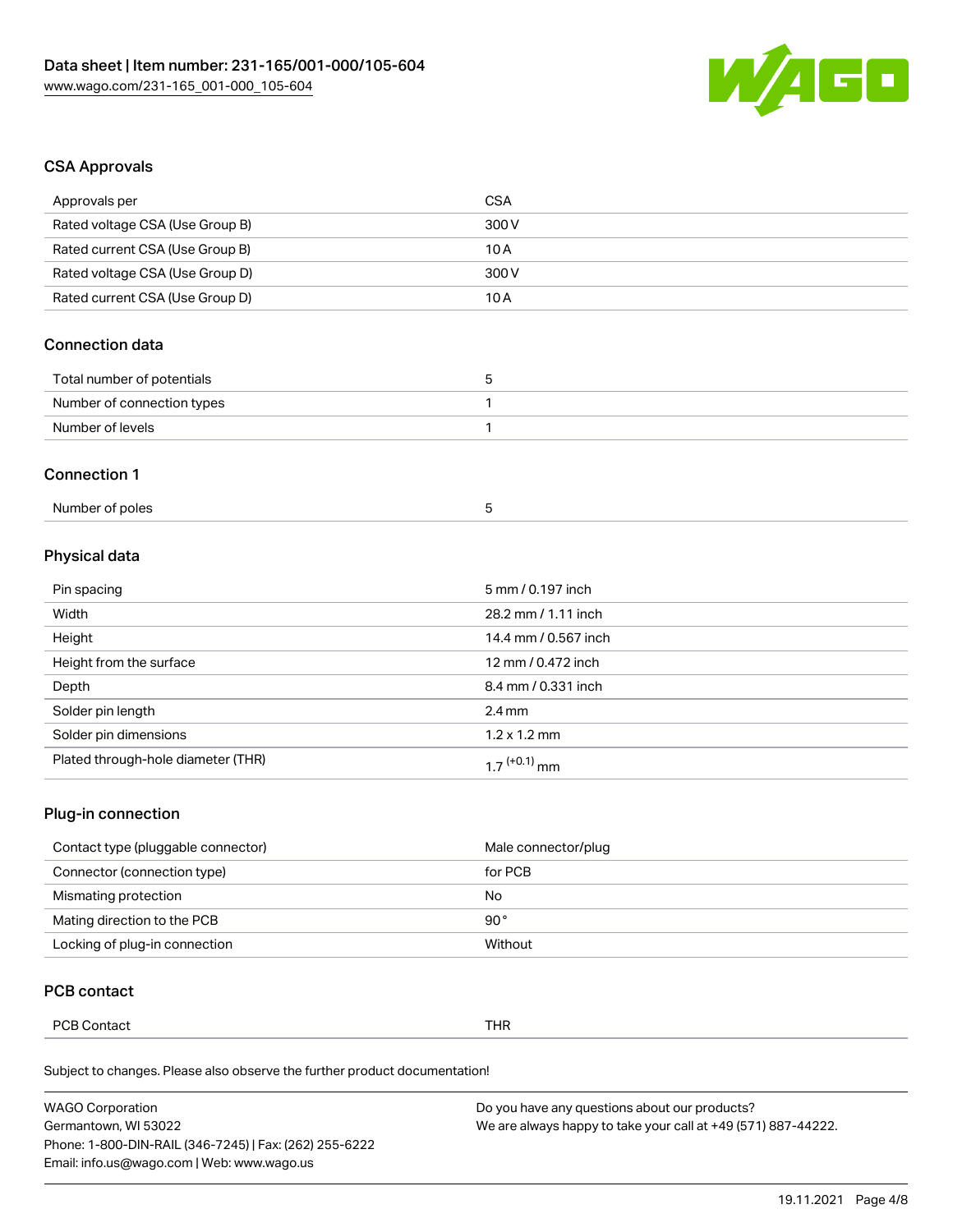## CSA Approvals

| Approvals per | CSA |
|---|---|
| Rated voltage CSA (Use Group B) | 300 V |
| Rated current CSA (Use Group B) | 10 A |
| Rated voltage CSA (Use Group D) | 300 V |
| Rated current CSA (Use Group D) | 10 A |

## Connection data

| Total number of potentials | 5 |
|---|---|
| Number of connection types | 1 |
| Number of levels | 1 |

## Connection 1

| Number of poles | 5 |
|---|---|

## Physical data

| Pin spacing | 5 mm / 0.197 inch |
|---|---|
| Width | 28.2 mm / 1.11 inch |
| Height | 14.4 mm / 0.567 inch |
| Height from the surface | 12 mm / 0.472 inch |
| Depth | 8.4 mm / 0.331 inch |
| Solder pin length | 2.4 mm |
| Solder pin dimensions | 1.2 x 1.2 mm |
| Plated through-hole diameter (THR) | $1.7^{(+0.1)}$ mm |

## Plug-in connection

| Contact type (pluggable connector) | Male connector/plug |
|---|---|
| Connector (connection type) | for PCB |
| Mismating protection | No |
| Mating direction to the PCB | 90° |
| Locking of plug-in connection | Without |

## PCB contact

| PCB Contact | THR |
|---|---|

Subject to changes. Please also observe the further product documentation!

WAGO Corporation
Germantown, WI 53022
Phone: 1-800-DIN-RAIL (346-7245) | Fax: (262) 255-6222
Email: info.us@wago.com | Web: www.wago.us

Do you have any questions about our products?
We are always happy to take your call at +49 (571) 887-44222.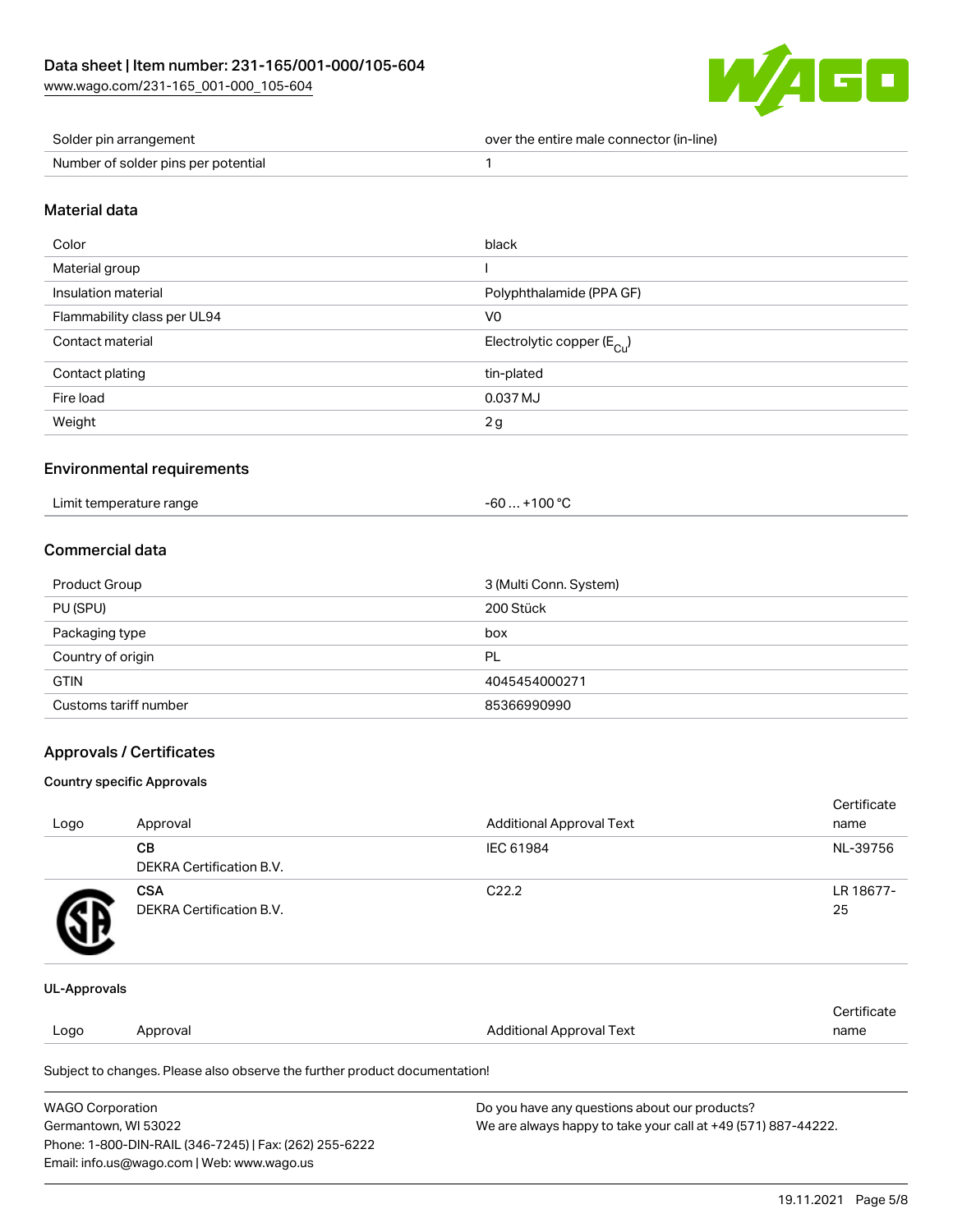| Solder pin arrangement | over the entire male connector (in-line) |
|---|---|
| Number of solder pins per potential | 1 |

## Material data

| Color | black |
|---|---|
| Material group | I |
| Insulation material | Polyphthalamide (PPA GF) |
| Flammability class per UL94 | V0 |
| Contact material | Electrolytic copper ($E_{Cu}$) |
| Contact plating | tin-plated |
| Fire load | 0.037 MJ |
| Weight | 2 g |

## Environmental requirements

| Limit temperature range | -60 … +100 °C |
|---|---|

## Commercial data

| Product Group | 3 (Multi Conn. System) |
|---|---|
| PU (SPU) | 200 Stück |
| Packaging type | box |
| Country of origin | PL |
| GTIN | 4045454000271 |
| Customs tariff number | 85366990990 |

## Approvals / Certificates

### Country specific Approvals

| Logo | Approval | Additional Approval Text | Certificate name |
|---|---|---|---|
| | **CB** DEKRA Certification B.V. | IEC 61984 | NL-39756 |
| | **CSA** DEKRA Certification B.V. | C22.2 | LR 18677-25 |

### UL-Approvals

| Logo | Approval | Additional Approval Text | Certificate name |
|---|---|---|---|

Subject to changes. Please also observe the further product documentation!

WAGO Corporation
Germantown, WI 53022
Phone: 1-800-DIN-RAIL (346-7245) | Fax: (262) 255-6222
Email: info.us@wago.com | Web: www.wago.us

Do you have any questions about our products?
We are always happy to take your call at +49 (571) 887-44222.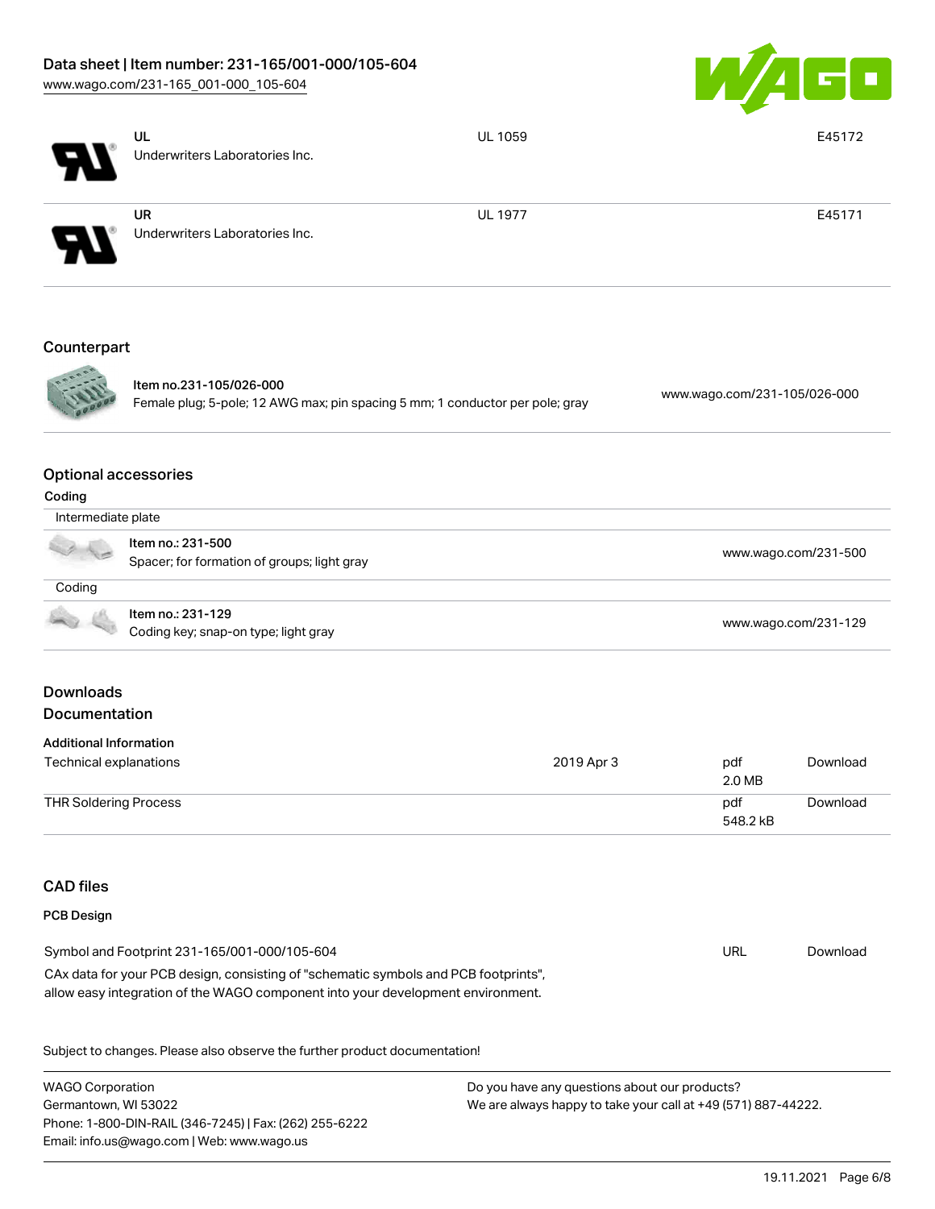| | | | |
|---|---|---|---|
| | UL<br>Underwriters Laboratories Inc. | UL 1059 | E45172 |
| | UR<br>Underwriters Laboratories Inc. | UL 1977 | E45171 |

## Counterpart

| | | |
|---|---|---|
| | **Item no.231-105/026-000**<br>Female plug; 5-pole; 12 AWG max; pin spacing 5 mm; 1 conductor per pole; gray | www.wago.com/231-105/026-000 |

## Optional accessories

### Coding

| | | |
|---|---|---|
| Intermediate plate | | |
| | Item no.: 231-500<br>Spacer; for formation of groups; light gray | www.wago.com/231-500 |
| Coding | | |
| | Item no.: 231-129<br>Coding key; snap-on type; light gray | www.wago.com/231-129 |

## Downloads

## Documentation

### Additional Information

| | | | |
|---|---|---|---|
| Technical explanations | 2019 Apr 3 | pdf<br>2.0 MB | Download |
| THR Soldering Process | | pdf<br>548.2 kB | Download |

## CAD files

### PCB Design

| | | |
|---|---|---|
| Symbol and Footprint 231-165/001-000/105-604<br>CAx data for your PCB design, consisting of "schematic symbols and PCB footprints", allow easy integration of the WAGO component into your development environment. | URL | Download |

Subject to changes. Please also observe the further product documentation!

WAGO Corporation
Germantown, WI 53022
Phone: 1-800-DIN-RAIL (346-7245) | Fax: (262) 255-6222
Email: info.us@wago.com | Web: www.wago.us

Do you have any questions about our products?
We are always happy to take your call at +49 (571) 887-44222.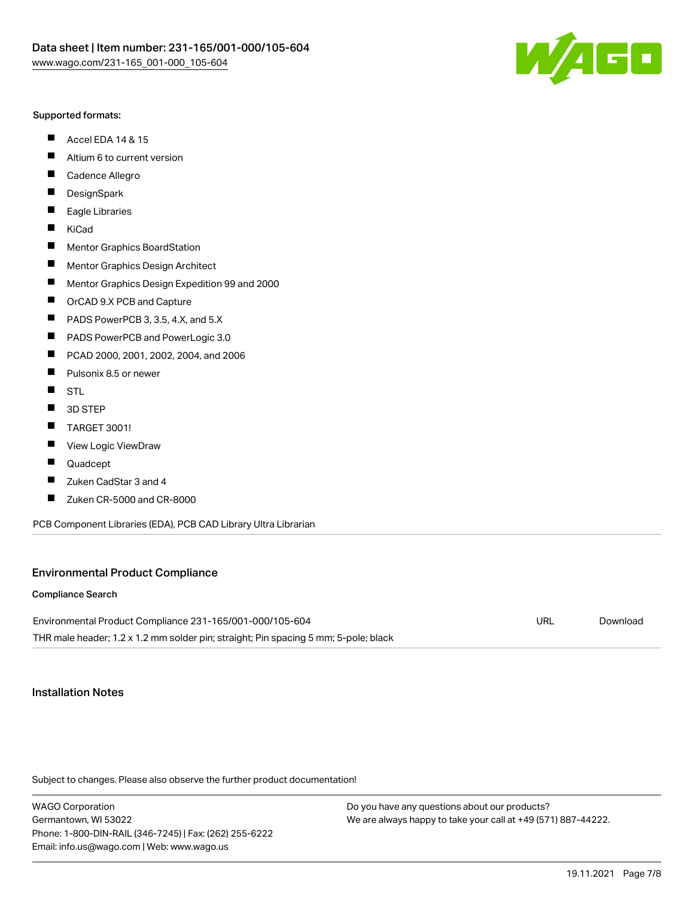**Supported formats:**

- Accel EDA 14 & 15
- Altium 6 to current version
- Cadence Allegro
- DesignSpark
- Eagle Libraries
- KiCad
- Mentor Graphics BoardStation
- Mentor Graphics Design Architect
- Mentor Graphics Design Expedition 99 and 2000
- OrCAD 9.X PCB and Capture
- PADS PowerPCB 3, 3.5, 4.X, and 5.X
- PADS PowerPCB and PowerLogic 3.0
- PCAD 2000, 2001, 2002, 2004, and 2006
- Pulsonix 8.5 or newer
- STL
- 3D STEP
- TARGET 3001!
- View Logic ViewDraw
- Quadcept
- Zuken CadStar 3 and 4
- Zuken CR-5000 and CR-8000

PCB Component Libraries (EDA), PCB CAD Library Ultra Librarian

## Environmental Product Compliance

**Compliance Search**

| | | |
|---|---|---|
| Environmental Product Compliance 231-165/001-000/105-604<br>THR male header; 1.2 x 1.2 mm solder pin; straight; Pin spacing 5 mm; 5-pole; black | URL | Download |

## Installation Notes

Subject to changes. Please also observe the further product documentation!

WAGO Corporation
Germantown, WI 53022
Phone: 1-800-DIN-RAIL (346-7245) | Fax: (262) 255-6222
Email: info.us@wago.com | Web: www.wago.us

Do you have any questions about our products?
We are always happy to take your call at +49 (571) 887-44222.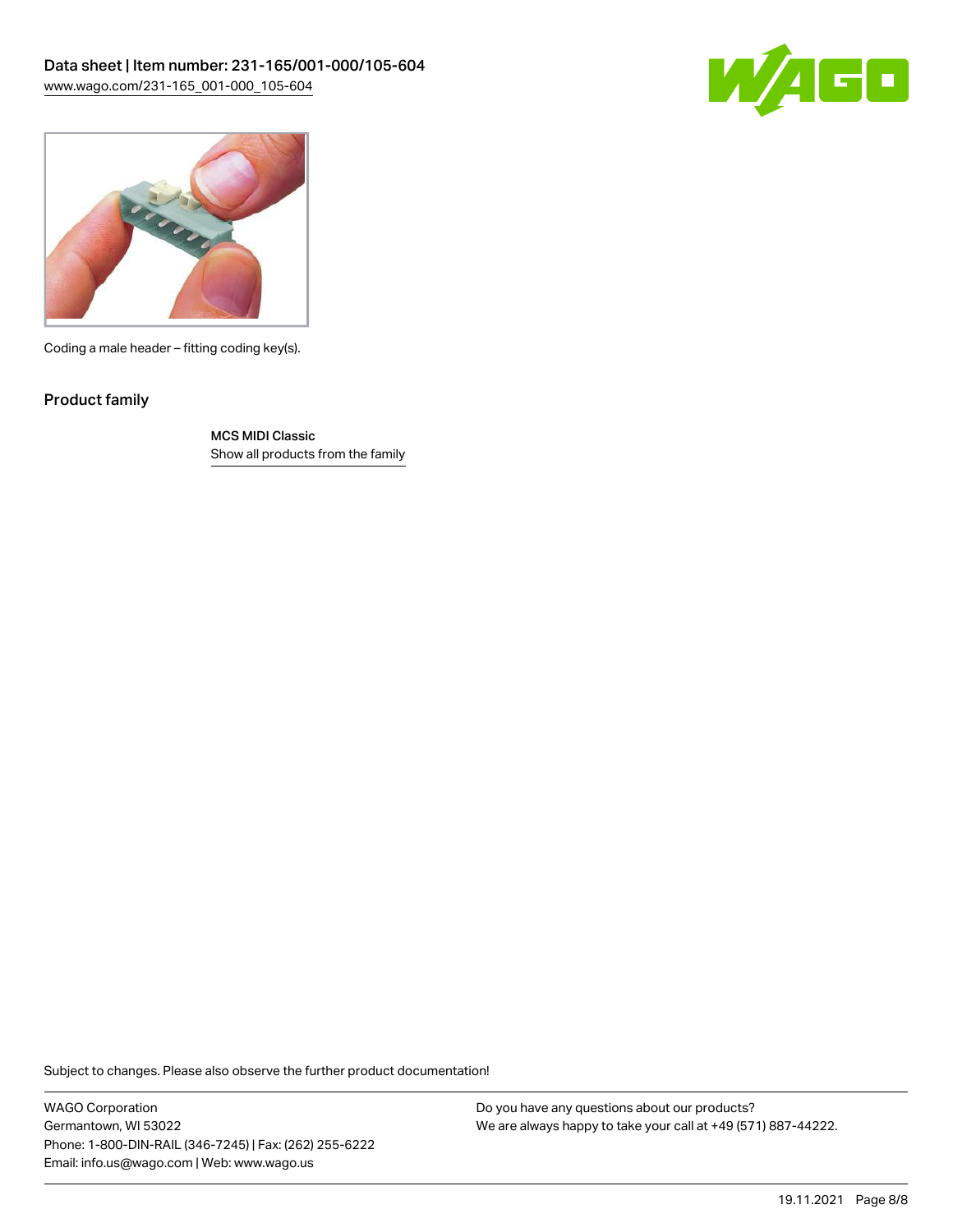Coding a male header – fitting coding key(s).

## Product family

MCS MIDI Classic
Show all products from the family

Subject to changes. Please also observe the further product documentation!

WAGO Corporation
Germantown, WI 53022
Phone: 1-800-DIN-RAIL (346-7245) | Fax: (262) 255-6222
Email: info.us@wago.com | Web: www.wago.us

Do you have any questions about our products?
We are always happy to take your call at +49 (571) 887-44222.